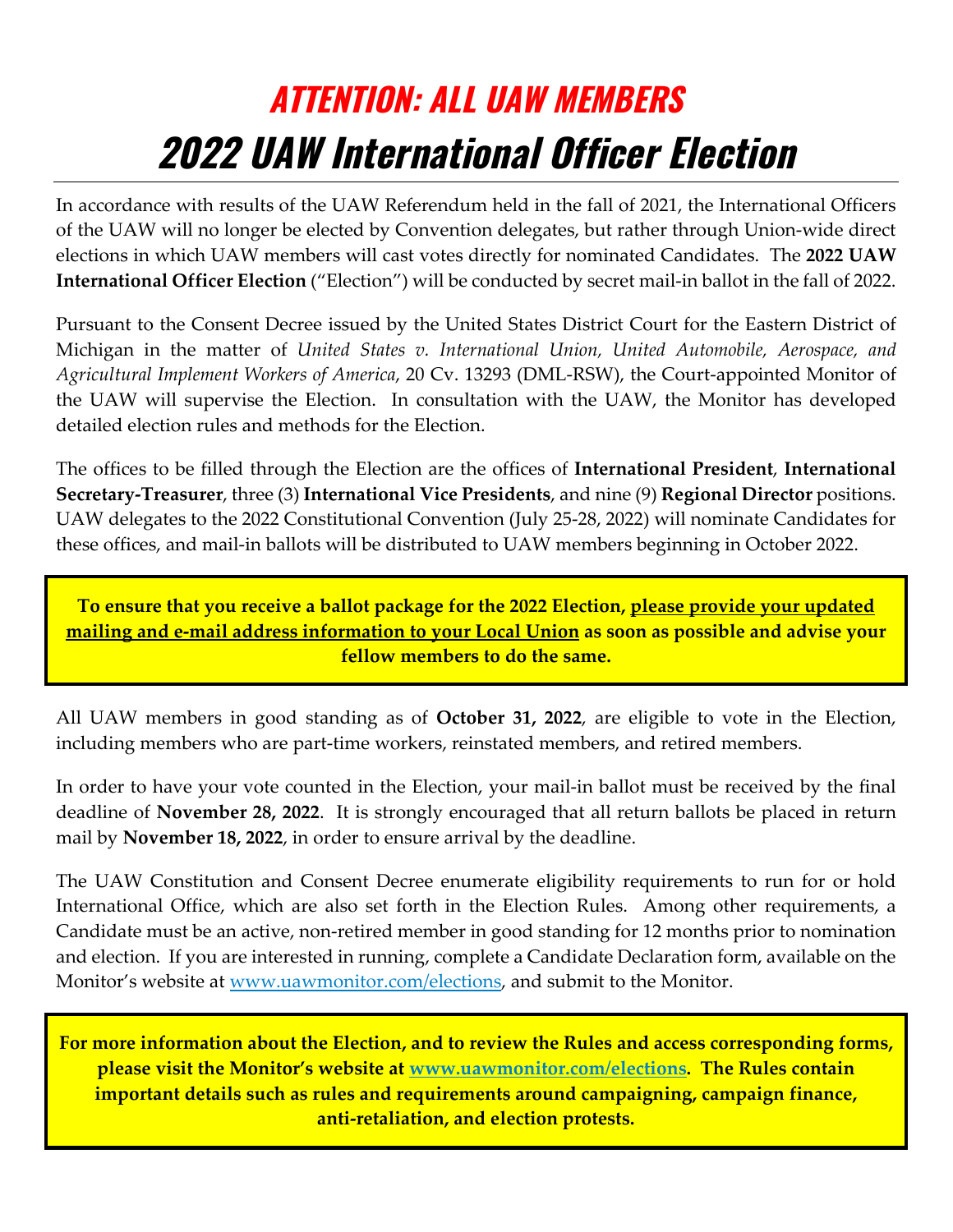# *ATTENTION: ALL UAW MEMBERS*

# *2022 UAW International Officer Election*

In accordance with results of the UAW Referendum held in the fall of 2021, the International Officers of the UAW will no longer be elected by Convention delegates, but rather through Union-wide direct elections in which UAW members will cast votes directly for nominated Candidates. The **2022 UAW International Officer Election** ("Election") will be conducted by secret mail-in ballot in the fall of 2022.

Pursuant to the Consent Decree issued by the United States District Court for the Eastern District of Michigan in the matter of *United States v. International Union, United Automobile, Aerospace, and Agricultural Implement Workers of America*, 20 Cv. 13293 (DML-RSW), the Court-appointed Monitor of the UAW will supervise the Election. In consultation with the UAW, the Monitor has developed detailed election rules and methods for the Election.

The offices to be filled through the Election are the offices of **International President**, **International Secretary-Treasurer**, three (3) **International Vice Presidents**, and nine (9) **Regional Director** positions. UAW delegates to the 2022 Constitutional Convention (July 25-28, 2022) will nominate Candidates for these offices, and mail-in ballots will be distributed to UAW members beginning in October 2022.

**To ensure that you receive a ballot package for the 2022 Election, <u>please provide your updated mailing and e-mail address information to your Local Union</u> as soon as possible and advise your fellow members to do the same.**

All UAW members in good standing as of **October 31, 2022**, are eligible to vote in the Election, including members who are part-time workers, reinstated members, and retired members.

In order to have your vote counted in the Election, your mail-in ballot must be received by the final deadline of **November 28, 2022**. It is strongly encouraged that all return ballots be placed in return mail by **November 18, 2022**, in order to ensure arrival by the deadline.

The UAW Constitution and Consent Decree enumerate eligibility requirements to run for or hold International Office, which are also set forth in the Election Rules. Among other requirements, a Candidate must be an active, non-retired member in good standing for 12 months prior to nomination and election. If you are interested in running, complete a Candidate Declaration form, available on the Monitor's website at [www.uawmonitor.com/elections](www.uawmonitor.com/elections), and submit to the Monitor.

**For more information about the Election, and to review the Rules and access corresponding forms, please visit the Monitor's website at [www.uawmonitor.com/elections](www.uawmonitor.com/elections). The Rules contain important details such as rules and requirements around campaigning, campaign finance, anti-retaliation, and election protests.**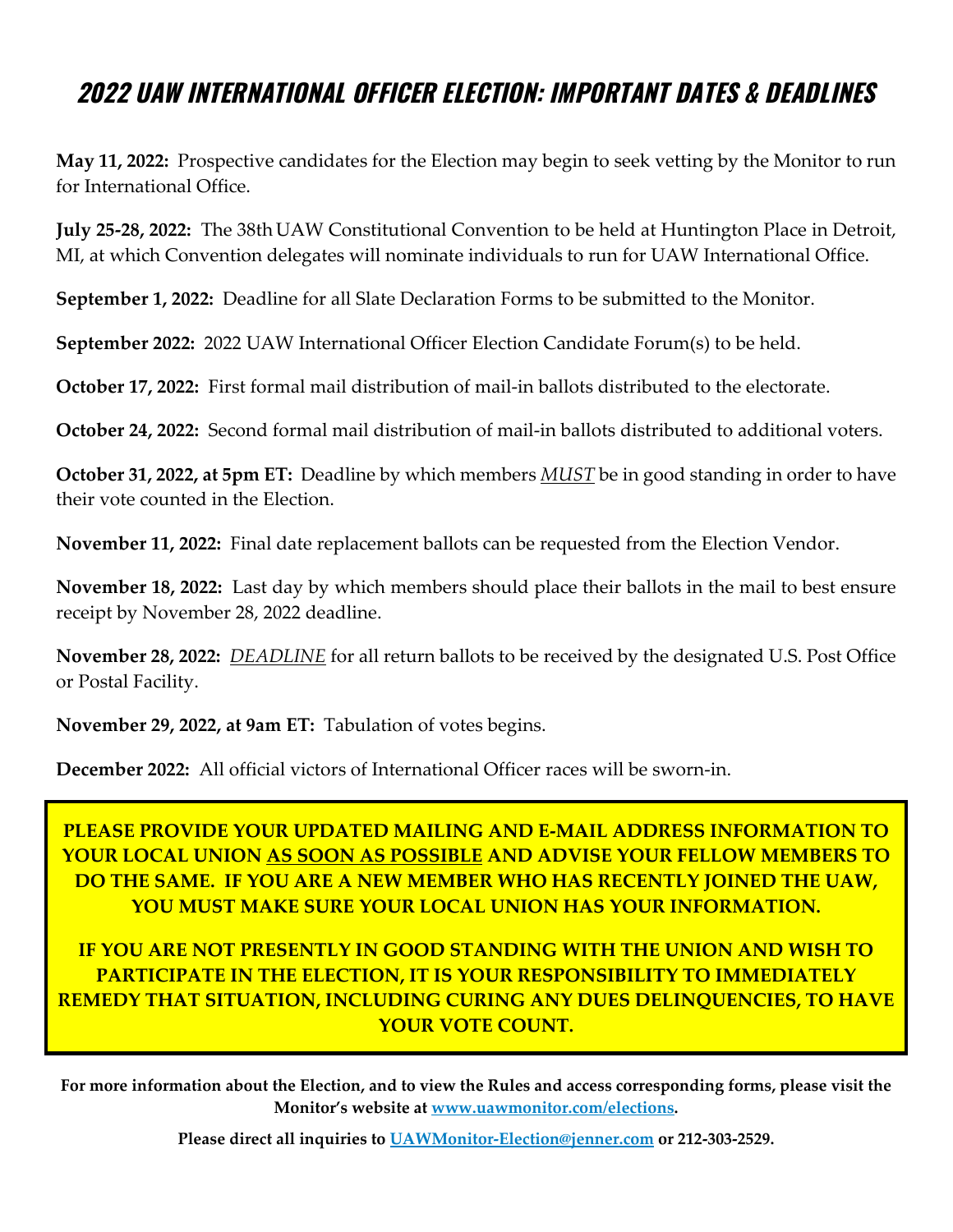# *2022 UAW INTERNATIONAL OFFICER ELECTION: IMPORTANT DATES & DEADLINES*

**May 11, 2022:** Prospective candidates for the Election may begin to seek vetting by the Monitor to run for International Office.

**July 25-28, 2022:** The 38th UAW Constitutional Convention to be held at Huntington Place in Detroit, MI, at which Convention delegates will nominate individuals to run for UAW International Office.

**September 1, 2022:** Deadline for all Slate Declaration Forms to be submitted to the Monitor.

**September 2022:** 2022 UAW International Officer Election Candidate Forum(s) to be held.

**October 17, 2022:** First formal mail distribution of mail-in ballots distributed to the electorate.

**October 24, 2022:** Second formal mail distribution of mail-in ballots distributed to additional voters.

**October 31, 2022, at 5pm ET:** Deadline by which members ***MUST*** be in good standing in order to have their vote counted in the Election.

**November 11, 2022:** Final date replacement ballots can be requested from the Election Vendor.

**November 18, 2022:** Last day by which members should place their ballots in the mail to best ensure receipt by November 28, 2022 deadline.

**November 28, 2022:** *DEADLINE* for all return ballots to be received by the designated U.S. Post Office or Postal Facility.

**November 29, 2022, at 9am ET:** Tabulation of votes begins.

**December 2022:** All official victors of International Officer races will be sworn-in.

**PLEASE PROVIDE YOUR UPDATED MAILING AND E-MAIL ADDRESS INFORMATION TO YOUR LOCAL UNION AS SOON AS POSSIBLE AND ADVISE YOUR FELLOW MEMBERS TO DO THE SAME. IF YOU ARE A NEW MEMBER WHO HAS RECENTLY JOINED THE UAW, YOU MUST MAKE SURE YOUR LOCAL UNION HAS YOUR INFORMATION.**

**IF YOU ARE NOT PRESENTLY IN GOOD STANDING WITH THE UNION AND WISH TO PARTICIPATE IN THE ELECTION, IT IS YOUR RESPONSIBILITY TO IMMEDIATELY REMEDY THAT SITUATION, INCLUDING CURING ANY DUES DELINQUENCIES, TO HAVE YOUR VOTE COUNT.**

**For more information about the Election, and to view the Rules and access corresponding forms, please visit the Monitor's website at www.uawmonitor.com/elections.**

**Please direct all inquiries to UAWMonitor-Election@jenner.com or 212-303-2529.**